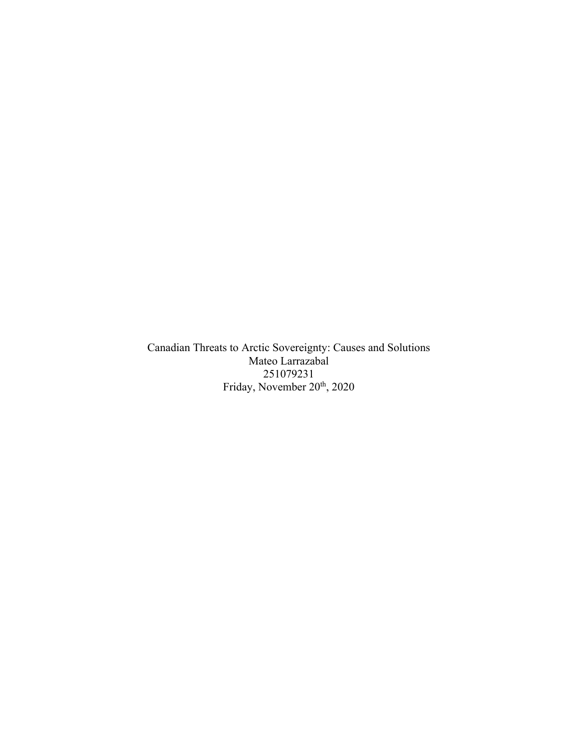Canadian Threats to Arctic Sovereignty: Causes and Solutions

Mateo Larrazabal

251079231

Friday, November 20th, 2020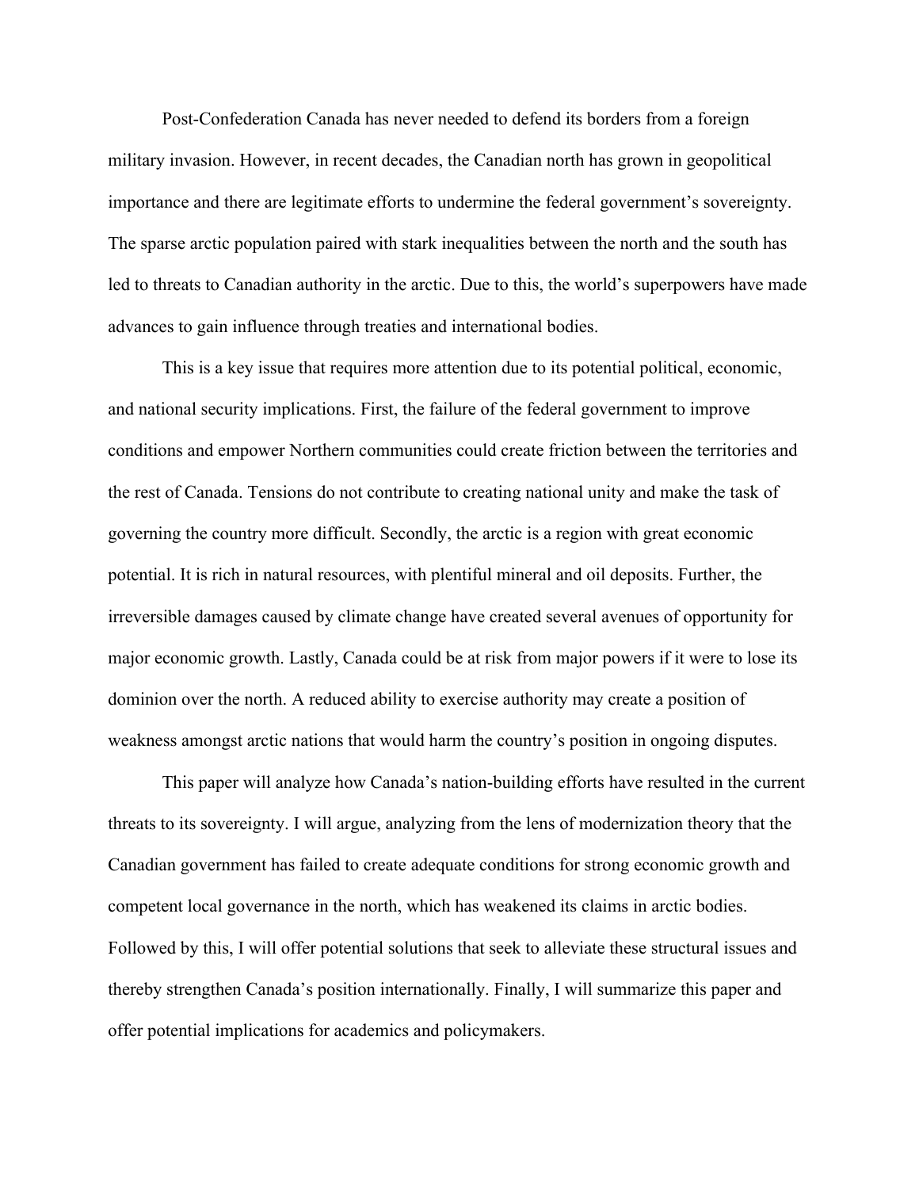Post-Confederation Canada has never needed to defend its borders from a foreign military invasion. However, in recent decades, the Canadian north has grown in geopolitical importance and there are legitimate efforts to undermine the federal government's sovereignty. The sparse arctic population paired with stark inequalities between the north and the south has led to threats to Canadian authority in the arctic. Due to this, the world's superpowers have made advances to gain influence through treaties and international bodies.

This is a key issue that requires more attention due to its potential political, economic, and national security implications. First, the failure of the federal government to improve conditions and empower Northern communities could create friction between the territories and the rest of Canada. Tensions do not contribute to creating national unity and make the task of governing the country more difficult. Secondly, the arctic is a region with great economic potential. It is rich in natural resources, with plentiful mineral and oil deposits. Further, the irreversible damages caused by climate change have created several avenues of opportunity for major economic growth. Lastly, Canada could be at risk from major powers if it were to lose its dominion over the north. A reduced ability to exercise authority may create a position of weakness amongst arctic nations that would harm the country's position in ongoing disputes.

This paper will analyze how Canada's nation-building efforts have resulted in the current threats to its sovereignty. I will argue, analyzing from the lens of modernization theory that the Canadian government has failed to create adequate conditions for strong economic growth and competent local governance in the north, which has weakened its claims in arctic bodies. Followed by this, I will offer potential solutions that seek to alleviate these structural issues and thereby strengthen Canada's position internationally. Finally, I will summarize this paper and offer potential implications for academics and policymakers.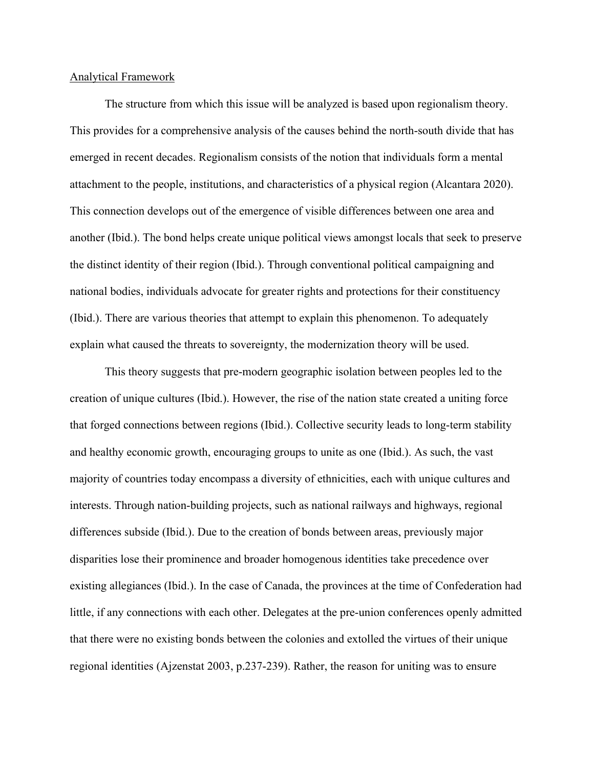Analytical Framework

The structure from which this issue will be analyzed is based upon regionalism theory. This provides for a comprehensive analysis of the causes behind the north-south divide that has emerged in recent decades. Regionalism consists of the notion that individuals form a mental attachment to the people, institutions, and characteristics of a physical region (Alcantara 2020). This connection develops out of the emergence of visible differences between one area and another (Ibid.). The bond helps create unique political views amongst locals that seek to preserve the distinct identity of their region (Ibid.). Through conventional political campaigning and national bodies, individuals advocate for greater rights and protections for their constituency (Ibid.). There are various theories that attempt to explain this phenomenon. To adequately explain what caused the threats to sovereignty, the modernization theory will be used.

This theory suggests that pre-modern geographic isolation between peoples led to the creation of unique cultures (Ibid.). However, the rise of the nation state created a uniting force that forged connections between regions (Ibid.). Collective security leads to long-term stability and healthy economic growth, encouraging groups to unite as one (Ibid.). As such, the vast majority of countries today encompass a diversity of ethnicities, each with unique cultures and interests. Through nation-building projects, such as national railways and highways, regional differences subside (Ibid.). Due to the creation of bonds between areas, previously major disparities lose their prominence and broader homogenous identities take precedence over existing allegiances (Ibid.). In the case of Canada, the provinces at the time of Confederation had little, if any connections with each other. Delegates at the pre-union conferences openly admitted that there were no existing bonds between the colonies and extolled the virtues of their unique regional identities (Ajzenstat 2003, p.237-239). Rather, the reason for uniting was to ensure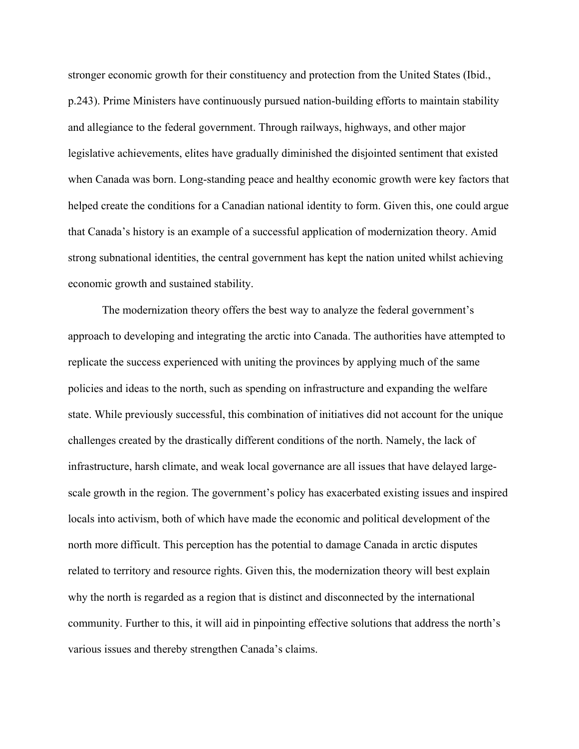stronger economic growth for their constituency and protection from the United States (Ibid., p.243). Prime Ministers have continuously pursued nation-building efforts to maintain stability and allegiance to the federal government. Through railways, highways, and other major legislative achievements, elites have gradually diminished the disjointed sentiment that existed when Canada was born. Long-standing peace and healthy economic growth were key factors that helped create the conditions for a Canadian national identity to form. Given this, one could argue that Canada's history is an example of a successful application of modernization theory. Amid strong subnational identities, the central government has kept the nation united whilst achieving economic growth and sustained stability.

The modernization theory offers the best way to analyze the federal government's approach to developing and integrating the arctic into Canada. The authorities have attempted to replicate the success experienced with uniting the provinces by applying much of the same policies and ideas to the north, such as spending on infrastructure and expanding the welfare state. While previously successful, this combination of initiatives did not account for the unique challenges created by the drastically different conditions of the north. Namely, the lack of infrastructure, harsh climate, and weak local governance are all issues that have delayed large-scale growth in the region. The government's policy has exacerbated existing issues and inspired locals into activism, both of which have made the economic and political development of the north more difficult. This perception has the potential to damage Canada in arctic disputes related to territory and resource rights. Given this, the modernization theory will best explain why the north is regarded as a region that is distinct and disconnected by the international community. Further to this, it will aid in pinpointing effective solutions that address the north's various issues and thereby strengthen Canada's claims.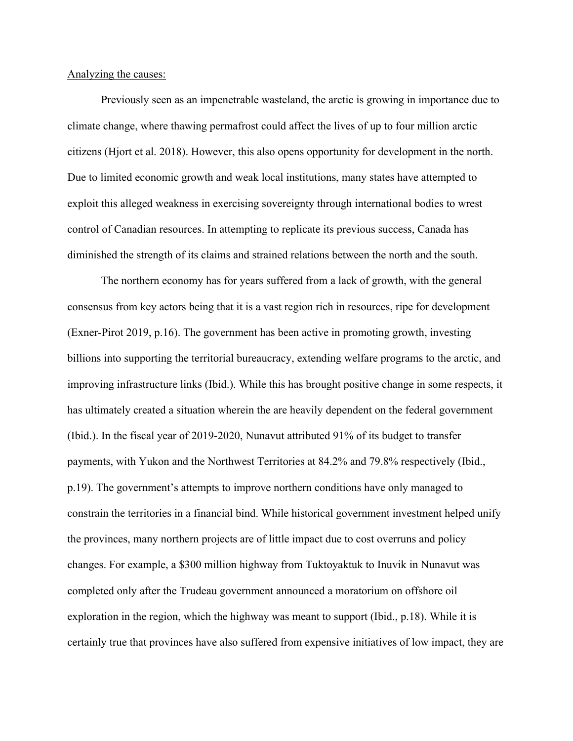Analyzing the causes:

Previously seen as an impenetrable wasteland, the arctic is growing in importance due to climate change, where thawing permafrost could affect the lives of up to four million arctic citizens (Hjort et al. 2018). However, this also opens opportunity for development in the north. Due to limited economic growth and weak local institutions, many states have attempted to exploit this alleged weakness in exercising sovereignty through international bodies to wrest control of Canadian resources. In attempting to replicate its previous success, Canada has diminished the strength of its claims and strained relations between the north and the south.

The northern economy has for years suffered from a lack of growth, with the general consensus from key actors being that it is a vast region rich in resources, ripe for development (Exner-Pirot 2019, p.16). The government has been active in promoting growth, investing billions into supporting the territorial bureaucracy, extending welfare programs to the arctic, and improving infrastructure links (Ibid.). While this has brought positive change in some respects, it has ultimately created a situation wherein the are heavily dependent on the federal government (Ibid.). In the fiscal year of 2019-2020, Nunavut attributed 91% of its budget to transfer payments, with Yukon and the Northwest Territories at 84.2% and 79.8% respectively (Ibid., p.19). The government's attempts to improve northern conditions have only managed to constrain the territories in a financial bind. While historical government investment helped unify the provinces, many northern projects are of little impact due to cost overruns and policy changes. For example, a $300 million highway from Tuktoyaktuk to Inuvik in Nunavut was completed only after the Trudeau government announced a moratorium on offshore oil exploration in the region, which the highway was meant to support (Ibid., p.18). While it is certainly true that provinces have also suffered from expensive initiatives of low impact, they are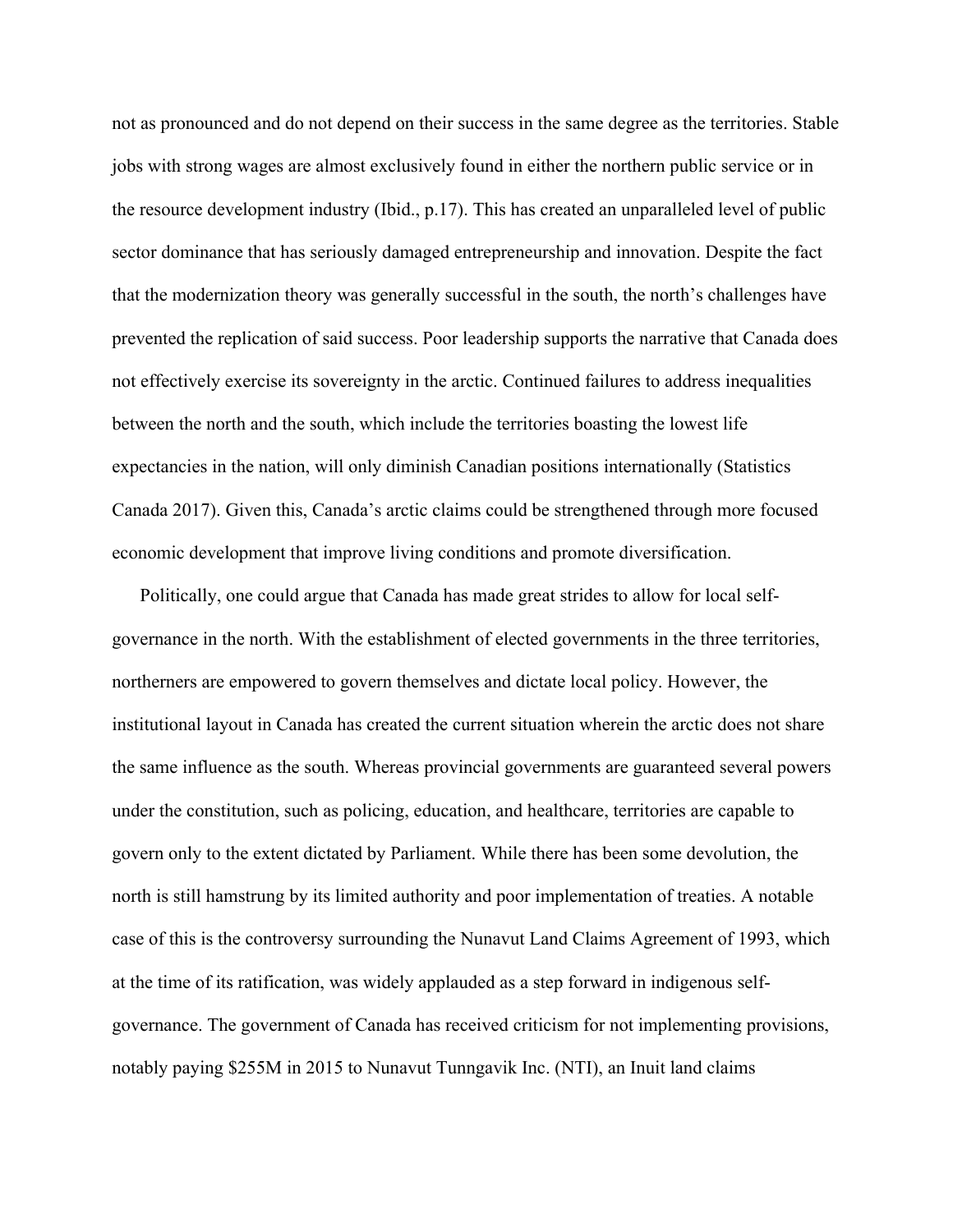not as pronounced and do not depend on their success in the same degree as the territories. Stable jobs with strong wages are almost exclusively found in either the northern public service or in the resource development industry (Ibid., p.17). This has created an unparalleled level of public sector dominance that has seriously damaged entrepreneurship and innovation. Despite the fact that the modernization theory was generally successful in the south, the north's challenges have prevented the replication of said success. Poor leadership supports the narrative that Canada does not effectively exercise its sovereignty in the arctic. Continued failures to address inequalities between the north and the south, which include the territories boasting the lowest life expectancies in the nation, will only diminish Canadian positions internationally (Statistics Canada 2017). Given this, Canada's arctic claims could be strengthened through more focused economic development that improve living conditions and promote diversification.

Politically, one could argue that Canada has made great strides to allow for local self-governance in the north. With the establishment of elected governments in the three territories, northerners are empowered to govern themselves and dictate local policy. However, the institutional layout in Canada has created the current situation wherein the arctic does not share the same influence as the south. Whereas provincial governments are guaranteed several powers under the constitution, such as policing, education, and healthcare, territories are capable to govern only to the extent dictated by Parliament. While there has been some devolution, the north is still hamstrung by its limited authority and poor implementation of treaties. A notable case of this is the controversy surrounding the Nunavut Land Claims Agreement of 1993, which at the time of its ratification, was widely applauded as a step forward in indigenous self-governance. The government of Canada has received criticism for not implementing provisions, notably paying $255M in 2015 to Nunavut Tunngavik Inc. (NTI), an Inuit land claims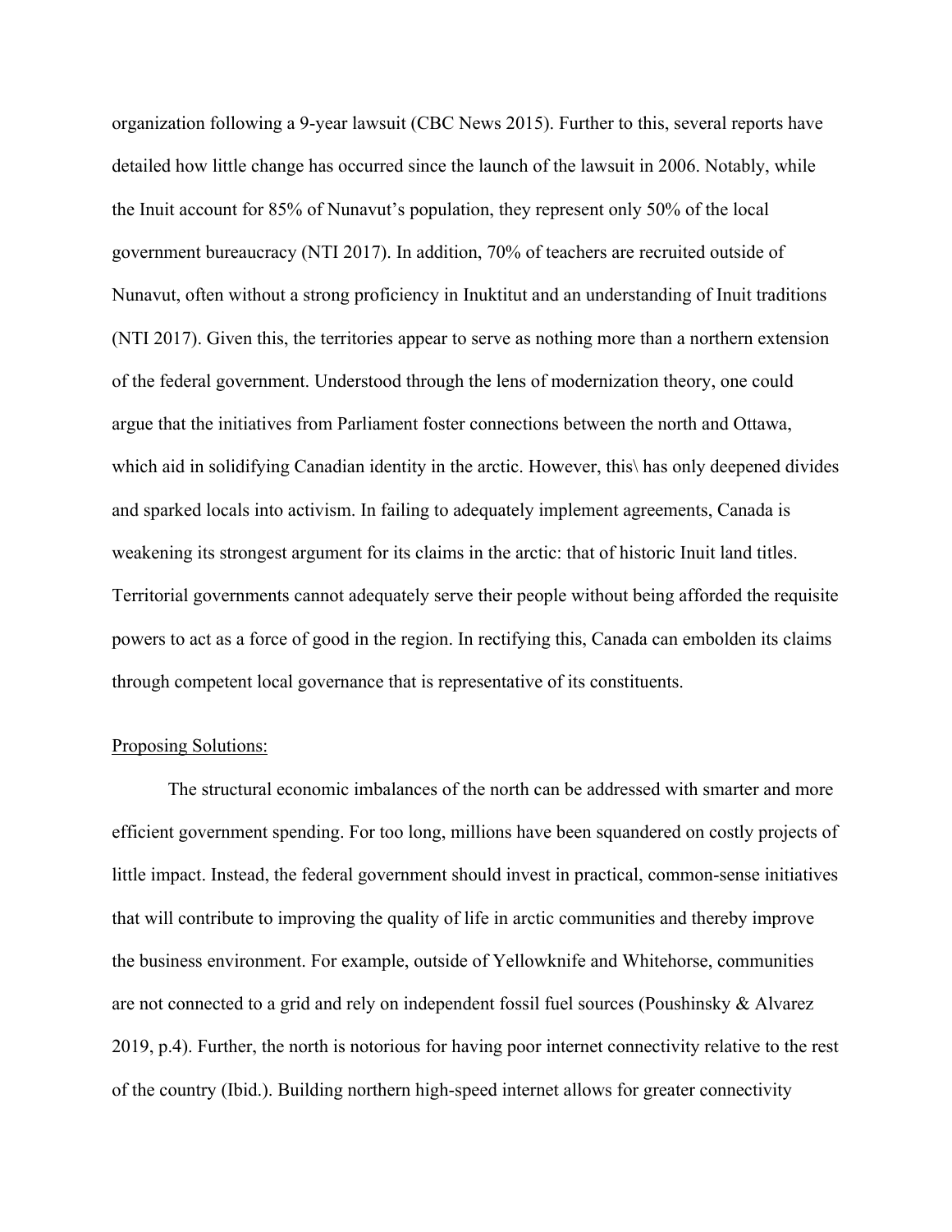organization following a 9-year lawsuit (CBC News 2015). Further to this, several reports have detailed how little change has occurred since the launch of the lawsuit in 2006. Notably, while the Inuit account for 85% of Nunavut's population, they represent only 50% of the local government bureaucracy (NTI 2017). In addition, 70% of teachers are recruited outside of Nunavut, often without a strong proficiency in Inuktitut and an understanding of Inuit traditions (NTI 2017). Given this, the territories appear to serve as nothing more than a northern extension of the federal government. Understood through the lens of modernization theory, one could argue that the initiatives from Parliament foster connections between the north and Ottawa, which aid in solidifying Canadian identity in the arctic. However, this\ has only deepened divides and sparked locals into activism. In failing to adequately implement agreements, Canada is weakening its strongest argument for its claims in the arctic: that of historic Inuit land titles. Territorial governments cannot adequately serve their people without being afforded the requisite powers to act as a force of good in the region. In rectifying this, Canada can embolden its claims through competent local governance that is representative of its constituents.

<u>Proposing Solutions:</u>

The structural economic imbalances of the north can be addressed with smarter and more efficient government spending. For too long, millions have been squandered on costly projects of little impact. Instead, the federal government should invest in practical, common-sense initiatives that will contribute to improving the quality of life in arctic communities and thereby improve the business environment. For example, outside of Yellowknife and Whitehorse, communities are not connected to a grid and rely on independent fossil fuel sources (Poushinsky & Alvarez 2019, p.4). Further, the north is notorious for having poor internet connectivity relative to the rest of the country (Ibid.). Building northern high-speed internet allows for greater connectivity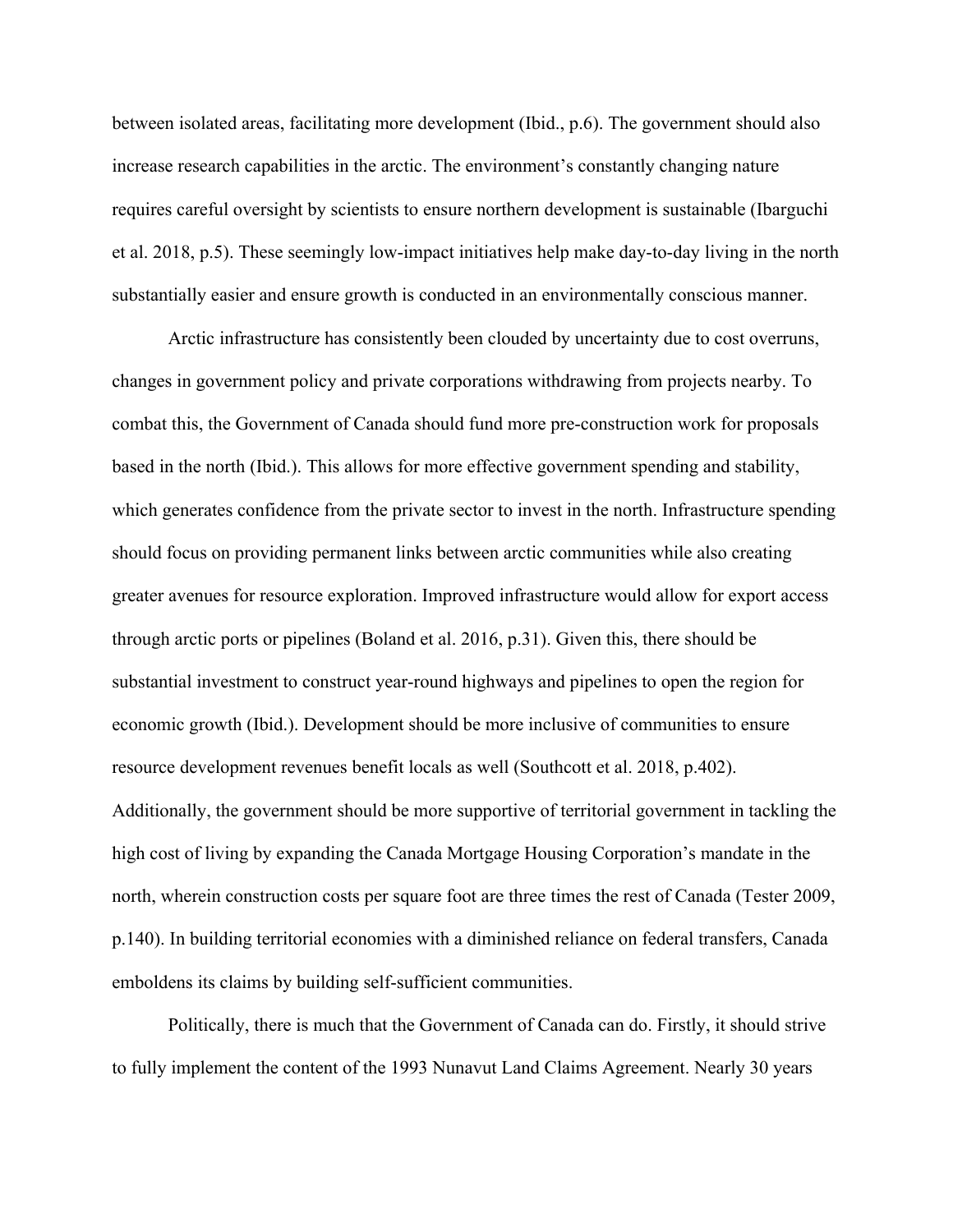between isolated areas, facilitating more development (Ibid., p.6). The government should also increase research capabilities in the arctic. The environment's constantly changing nature requires careful oversight by scientists to ensure northern development is sustainable (Ibarguchi et al. 2018, p.5). These seemingly low-impact initiatives help make day-to-day living in the north substantially easier and ensure growth is conducted in an environmentally conscious manner.

Arctic infrastructure has consistently been clouded by uncertainty due to cost overruns, changes in government policy and private corporations withdrawing from projects nearby. To combat this, the Government of Canada should fund more pre-construction work for proposals based in the north (Ibid.). This allows for more effective government spending and stability, which generates confidence from the private sector to invest in the north. Infrastructure spending should focus on providing permanent links between arctic communities while also creating greater avenues for resource exploration. Improved infrastructure would allow for export access through arctic ports or pipelines (Boland et al. 2016, p.31). Given this, there should be substantial investment to construct year-round highways and pipelines to open the region for economic growth (Ibid.). Development should be more inclusive of communities to ensure resource development revenues benefit locals as well (Southcott et al. 2018, p.402). Additionally, the government should be more supportive of territorial government in tackling the high cost of living by expanding the Canada Mortgage Housing Corporation's mandate in the north, wherein construction costs per square foot are three times the rest of Canada (Tester 2009, p.140). In building territorial economies with a diminished reliance on federal transfers, Canada emboldens its claims by building self-sufficient communities.

Politically, there is much that the Government of Canada can do. Firstly, it should strive to fully implement the content of the 1993 Nunavut Land Claims Agreement. Nearly 30 years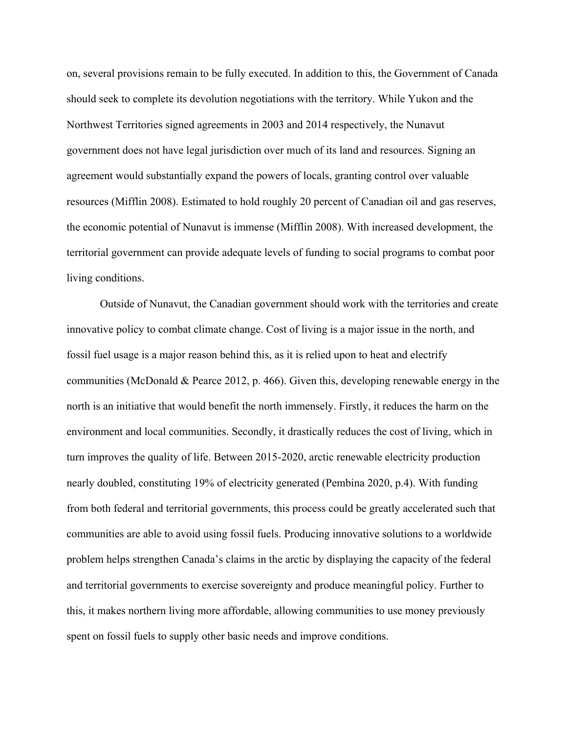on, several provisions remain to be fully executed. In addition to this, the Government of Canada should seek to complete its devolution negotiations with the territory. While Yukon and the Northwest Territories signed agreements in 2003 and 2014 respectively, the Nunavut government does not have legal jurisdiction over much of its land and resources. Signing an agreement would substantially expand the powers of locals, granting control over valuable resources (Mifflin 2008). Estimated to hold roughly 20 percent of Canadian oil and gas reserves, the economic potential of Nunavut is immense (Mifflin 2008). With increased development, the territorial government can provide adequate levels of funding to social programs to combat poor living conditions.

Outside of Nunavut, the Canadian government should work with the territories and create innovative policy to combat climate change. Cost of living is a major issue in the north, and fossil fuel usage is a major reason behind this, as it is relied upon to heat and electrify communities (McDonald & Pearce 2012, p. 466). Given this, developing renewable energy in the north is an initiative that would benefit the north immensely. Firstly, it reduces the harm on the environment and local communities. Secondly, it drastically reduces the cost of living, which in turn improves the quality of life. Between 2015-2020, arctic renewable electricity production nearly doubled, constituting 19% of electricity generated (Pembina 2020, p.4). With funding from both federal and territorial governments, this process could be greatly accelerated such that communities are able to avoid using fossil fuels. Producing innovative solutions to a worldwide problem helps strengthen Canada's claims in the arctic by displaying the capacity of the federal and territorial governments to exercise sovereignty and produce meaningful policy. Further to this, it makes northern living more affordable, allowing communities to use money previously spent on fossil fuels to supply other basic needs and improve conditions.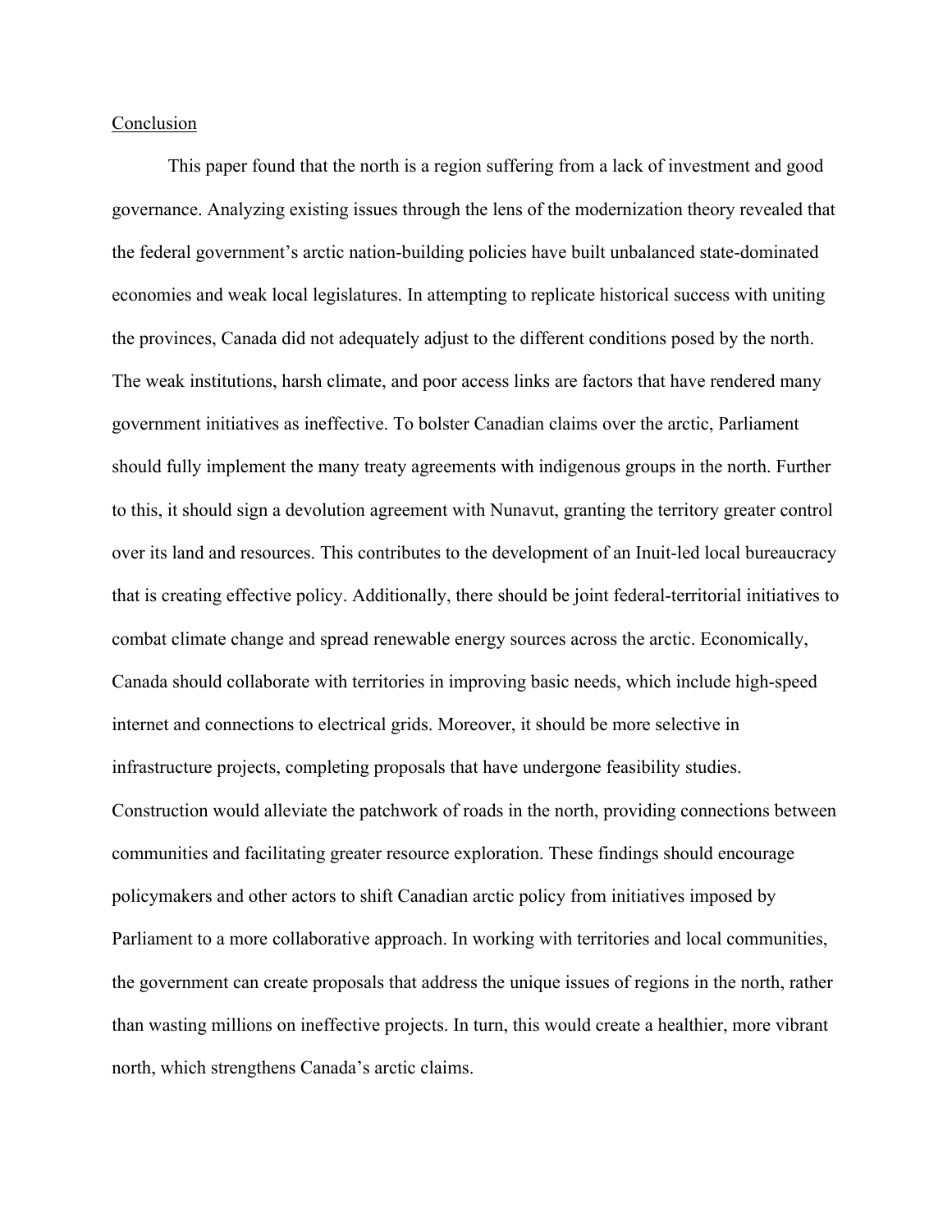## Conclusion

This paper found that the north is a region suffering from a lack of investment and good governance. Analyzing existing issues through the lens of the modernization theory revealed that the federal government's arctic nation-building policies have built unbalanced state-dominated economies and weak local legislatures. In attempting to replicate historical success with uniting the provinces, Canada did not adequately adjust to the different conditions posed by the north. The weak institutions, harsh climate, and poor access links are factors that have rendered many government initiatives as ineffective. To bolster Canadian claims over the arctic, Parliament should fully implement the many treaty agreements with indigenous groups in the north. Further to this, it should sign a devolution agreement with Nunavut, granting the territory greater control over its land and resources. This contributes to the development of an Inuit-led local bureaucracy that is creating effective policy. Additionally, there should be joint federal-territorial initiatives to combat climate change and spread renewable energy sources across the arctic. Economically, Canada should collaborate with territories in improving basic needs, which include high-speed internet and connections to electrical grids. Moreover, it should be more selective in infrastructure projects, completing proposals that have undergone feasibility studies. Construction would alleviate the patchwork of roads in the north, providing connections between communities and facilitating greater resource exploration. These findings should encourage policymakers and other actors to shift Canadian arctic policy from initiatives imposed by Parliament to a more collaborative approach. In working with territories and local communities, the government can create proposals that address the unique issues of regions in the north, rather than wasting millions on ineffective projects. In turn, this would create a healthier, more vibrant north, which strengthens Canada's arctic claims.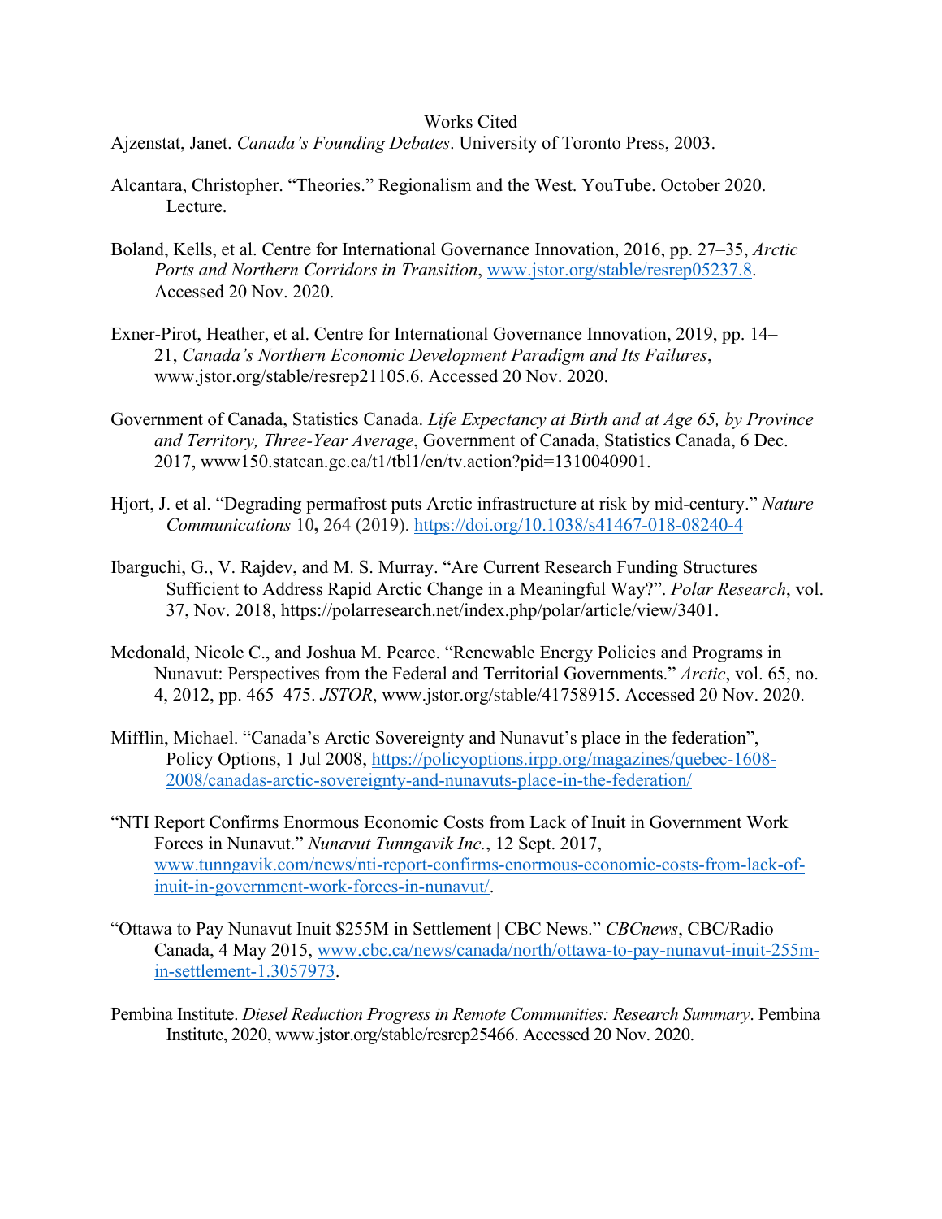# Works Cited

Ajzenstat, Janet. *Canada's Founding Debates*. University of Toronto Press, 2003.

Alcantara, Christopher. "Theories." Regionalism and the West. YouTube. October 2020. Lecture.

Boland, Kells, et al. Centre for International Governance Innovation, 2016, pp. 27–35, *Arctic Ports and Northern Corridors in Transition*, www.jstor.org/stable/resrep05237.8. Accessed 20 Nov. 2020.

Exner-Pirot, Heather, et al. Centre for International Governance Innovation, 2019, pp. 14–21, *Canada's Northern Economic Development Paradigm and Its Failures*, www.jstor.org/stable/resrep21105.6. Accessed 20 Nov. 2020.

Government of Canada, Statistics Canada. *Life Expectancy at Birth and at Age 65, by Province and Territory, Three-Year Average*, Government of Canada, Statistics Canada, 6 Dec. 2017, www150.statcan.gc.ca/t1/tbl1/en/tv.action?pid=1310040901.

Hjort, J. et al. "Degrading permafrost puts Arctic infrastructure at risk by mid-century." *Nature Communications* 10**,** 264 (2019). https://doi.org/10.1038/s41467-018-08240-4

Ibarguchi, G., V. Rajdev, and M. S. Murray. "Are Current Research Funding Structures Sufficient to Address Rapid Arctic Change in a Meaningful Way?". *Polar Research*, vol. 37, Nov. 2018, https://polarresearch.net/index.php/polar/article/view/3401.

Mcdonald, Nicole C., and Joshua M. Pearce. "Renewable Energy Policies and Programs in Nunavut: Perspectives from the Federal and Territorial Governments." *Arctic*, vol. 65, no. 4, 2012, pp. 465–475. *JSTOR*, www.jstor.org/stable/41758915. Accessed 20 Nov. 2020.

Mifflin, Michael. "Canada's Arctic Sovereignty and Nunavut's place in the federation", Policy Options, 1 Jul 2008, https://policyoptions.irpp.org/magazines/quebec-1608-2008/canadas-arctic-sovereignty-and-nunavuts-place-in-the-federation/

"NTI Report Confirms Enormous Economic Costs from Lack of Inuit in Government Work Forces in Nunavut." *Nunavut Tunngavik Inc.*, 12 Sept. 2017, www.tunngavik.com/news/nti-report-confirms-enormous-economic-costs-from-lack-of-inuit-in-government-work-forces-in-nunavut/.

"Ottawa to Pay Nunavut Inuit $255M in Settlement | CBC News." *CBCnews*, CBC/Radio Canada, 4 May 2015, www.cbc.ca/news/canada/north/ottawa-to-pay-nunavut-inuit-255m-in-settlement-1.3057973.

Pembina Institute. *Diesel Reduction Progress in Remote Communities: Research Summary*. Pembina Institute, 2020, www.jstor.org/stable/resrep25466. Accessed 20 Nov. 2020.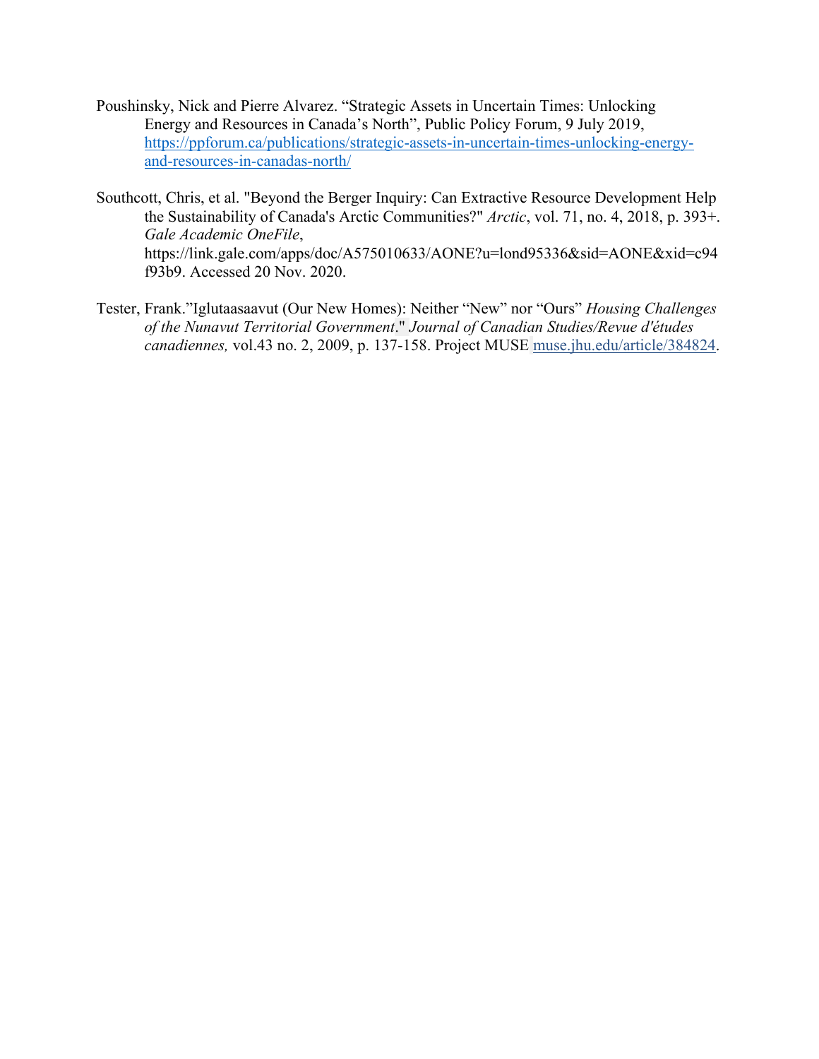Poushinsky, Nick and Pierre Alvarez. “Strategic Assets in Uncertain Times: Unlocking Energy and Resources in Canada’s North”, Public Policy Forum, 9 July 2019, https://ppforum.ca/publications/strategic-assets-in-uncertain-times-unlocking-energy-and-resources-in-canadas-north/

Southcott, Chris, et al. "Beyond the Berger Inquiry: Can Extractive Resource Development Help the Sustainability of Canada's Arctic Communities?" *Arctic*, vol. 71, no. 4, 2018, p. 393+. *Gale Academic OneFile*, https://link.gale.com/apps/doc/A575010633/AONE?u=lond95336&sid=AONE&xid=c94f93b9. Accessed 20 Nov. 2020.

Tester, Frank.”Iglutaasaavut (Our New Homes): Neither “New” nor “Ours” *Housing Challenges of the Nunavut Territorial Government*." *Journal of Canadian Studies/Revue d'études canadiennes,* vol.43 no. 2, 2009, p. 137-158. Project MUSE muse.jhu.edu/article/384824.